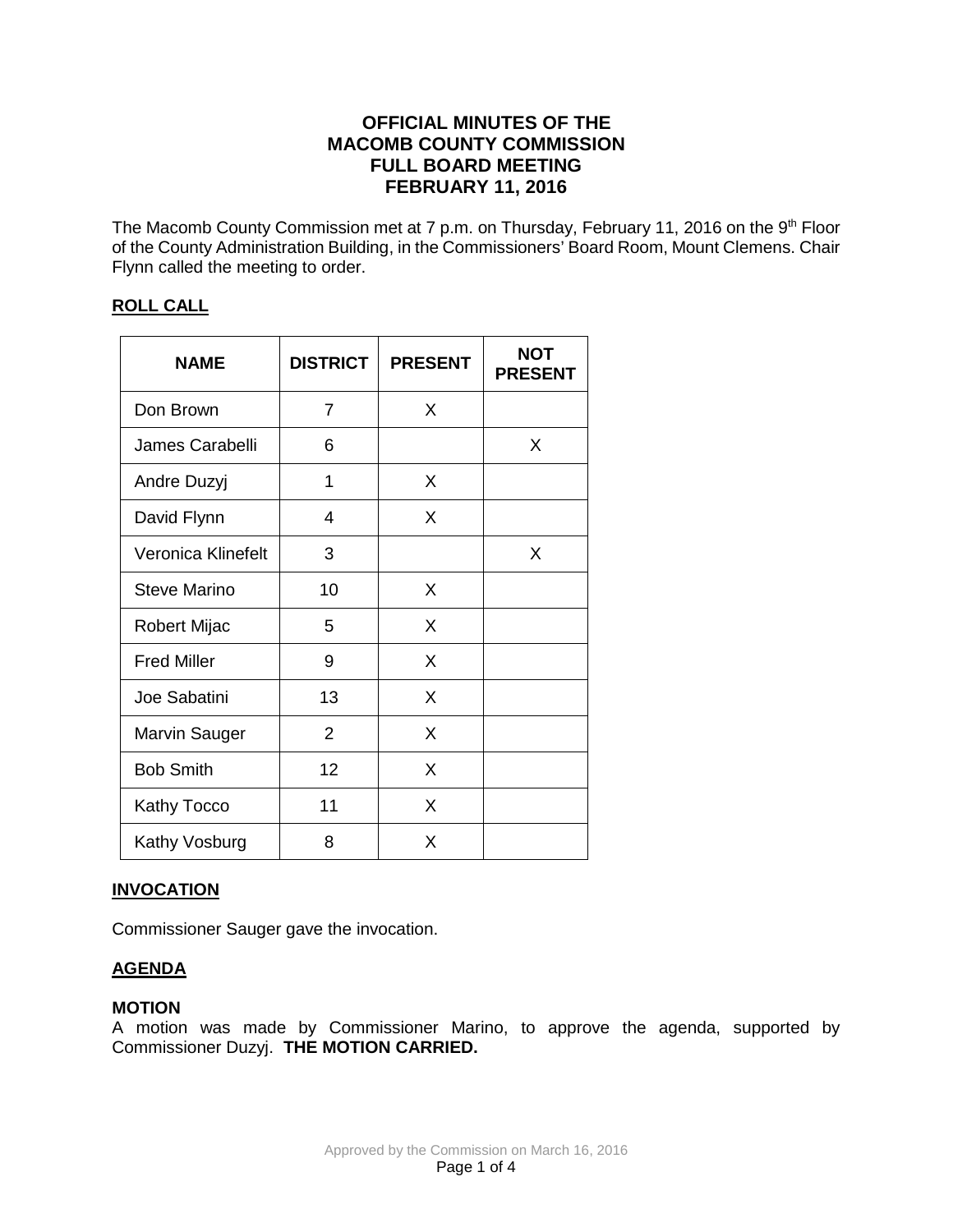# OFFICIAL MINUTES OF THE MACOMB COUNTY COMMISSION FULL BOARD MEETING FEBRUARY 11, 2016

The Macomb County Commission met at 7 p.m. on Thursday, February 11, 2016 on the 9th Floor of the County Administration Building, in the Commissioners' Board Room, Mount Clemens. Chair Flynn called the meeting to order.

## ROLL CALL

| NAME | DISTRICT | PRESENT | NOT PRESENT |
|---|---|---|---|
| Don Brown | 7 | X | |
| James Carabelli | 6 | | X |
| Andre Duzyj | 1 | X | |
| David Flynn | 4 | X | |
| Veronica Klinefelt | 3 | | X |
| Steve Marino | 10 | X | |
| Robert Mijac | 5 | X | |
| Fred Miller | 9 | X | |
| Joe Sabatini | 13 | X | |
| Marvin Sauger | 2 | X | |
| Bob Smith | 12 | X | |
| Kathy Tocco | 11 | X | |
| Kathy Vosburg | 8 | X | |

## INVOCATION

Commissioner Sauger gave the invocation.

## AGENDA

**MOTION**
A motion was made by Commissioner Marino, to approve the agenda, supported by Commissioner Duzyj. **THE MOTION CARRIED.**

Approved by the Commission on March 16, 2016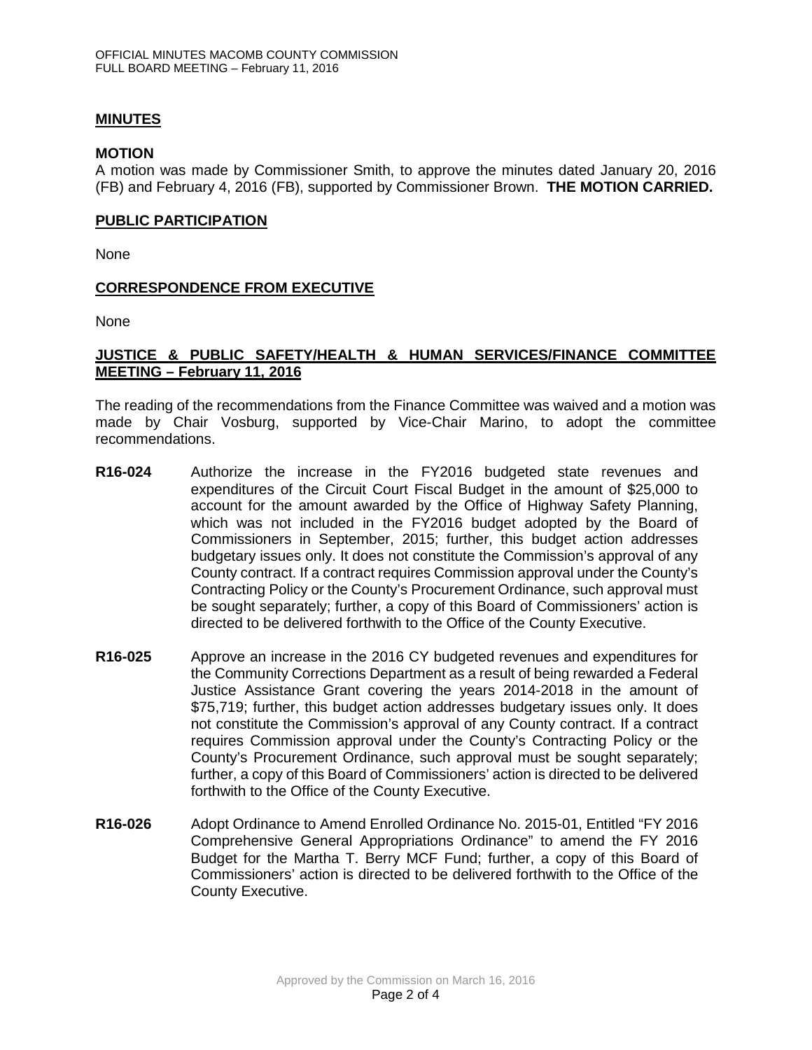## MINUTES

### MOTION

A motion was made by Commissioner Smith, to approve the minutes dated January 20, 2016 (FB) and February 4, 2016 (FB), supported by Commissioner Brown. **THE MOTION CARRIED.**

## PUBLIC PARTICIPATION

None

## CORRESPONDENCE FROM EXECUTIVE

None

## JUSTICE & PUBLIC SAFETY/HEALTH & HUMAN SERVICES/FINANCE COMMITTEE MEETING – February 11, 2016

The reading of the recommendations from the Finance Committee was waived and a motion was made by Chair Vosburg, supported by Vice-Chair Marino, to adopt the committee recommendations.

**R16-024** Authorize the increase in the FY2016 budgeted state revenues and expenditures of the Circuit Court Fiscal Budget in the amount of $25,000 to account for the amount awarded by the Office of Highway Safety Planning, which was not included in the FY2016 budget adopted by the Board of Commissioners in September, 2015; further, this budget action addresses budgetary issues only. It does not constitute the Commission's approval of any County contract. If a contract requires Commission approval under the County's Contracting Policy or the County's Procurement Ordinance, such approval must be sought separately; further, a copy of this Board of Commissioners' action is directed to be delivered forthwith to the Office of the County Executive.

**R16-025** Approve an increase in the 2016 CY budgeted revenues and expenditures for the Community Corrections Department as a result of being rewarded a Federal Justice Assistance Grant covering the years 2014-2018 in the amount of $75,719; further, this budget action addresses budgetary issues only. It does not constitute the Commission's approval of any County contract. If a contract requires Commission approval under the County's Contracting Policy or the County's Procurement Ordinance, such approval must be sought separately; further, a copy of this Board of Commissioners' action is directed to be delivered forthwith to the Office of the County Executive.

**R16-026** Adopt Ordinance to Amend Enrolled Ordinance No. 2015-01, Entitled "FY 2016 Comprehensive General Appropriations Ordinance" to amend the FY 2016 Budget for the Martha T. Berry MCF Fund; further, a copy of this Board of Commissioners' action is directed to be delivered forthwith to the Office of the County Executive.

Approved by the Commission on March 16, 2016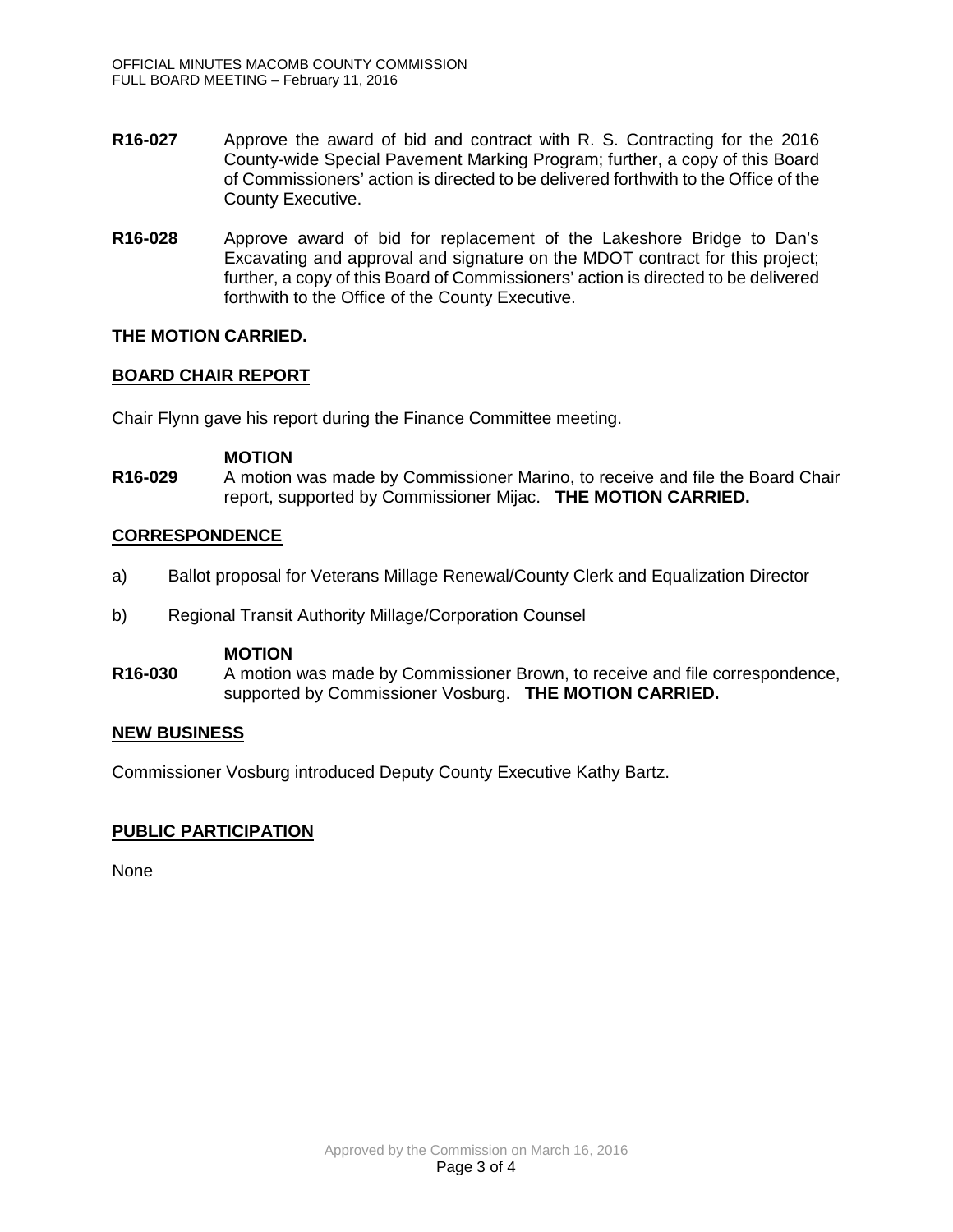**R16-027** Approve the award of bid and contract with R. S. Contracting for the 2016 County-wide Special Pavement Marking Program; further, a copy of this Board of Commissioners' action is directed to be delivered forthwith to the Office of the County Executive.

**R16-028** Approve award of bid for replacement of the Lakeshore Bridge to Dan's Excavating and approval and signature on the MDOT contract for this project; further, a copy of this Board of Commissioners' action is directed to be delivered forthwith to the Office of the County Executive.

**THE MOTION CARRIED.**

## BOARD CHAIR REPORT

Chair Flynn gave his report during the Finance Committee meeting.

**MOTION**

**R16-029** A motion was made by Commissioner Marino, to receive and file the Board Chair report, supported by Commissioner Mijac. **THE MOTION CARRIED.**

## CORRESPONDENCE

a) Ballot proposal for Veterans Millage Renewal/County Clerk and Equalization Director

b) Regional Transit Authority Millage/Corporation Counsel

**MOTION**

**R16-030** A motion was made by Commissioner Brown, to receive and file correspondence, supported by Commissioner Vosburg. **THE MOTION CARRIED.**

## NEW BUSINESS

Commissioner Vosburg introduced Deputy County Executive Kathy Bartz.

## PUBLIC PARTICIPATION

None

Approved by the Commission on March 16, 2016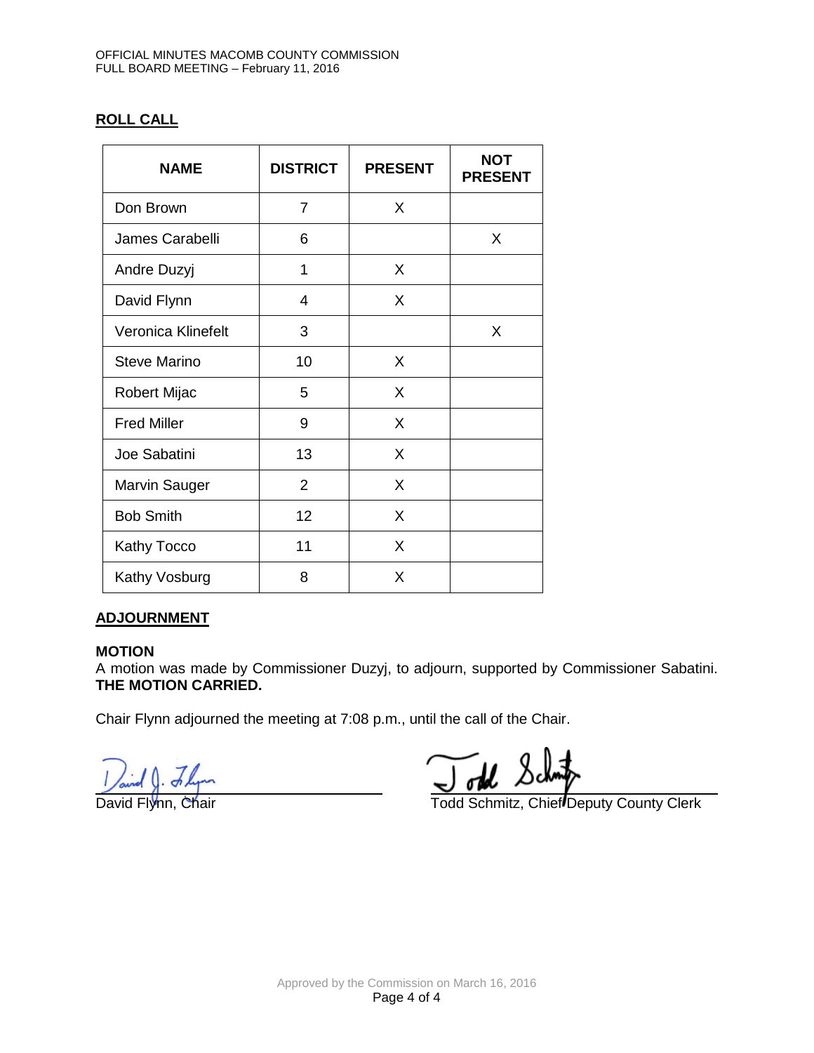## ROLL CALL

| NAME | DISTRICT | PRESENT | NOT PRESENT |
|---|---|---|---|
| Don Brown | 7 | X | |
| James Carabelli | 6 | | X |
| Andre Duzyj | 1 | X | |
| David Flynn | 4 | X | |
| Veronica Klinefelt | 3 | | X |
| Steve Marino | 10 | X | |
| Robert Mijac | 5 | X | |
| Fred Miller | 9 | X | |
| Joe Sabatini | 13 | X | |
| Marvin Sauger | 2 | X | |
| Bob Smith | 12 | X | |
| Kathy Tocco | 11 | X | |
| Kathy Vosburg | 8 | X | |

## ADJOURNMENT

**MOTION**
A motion was made by Commissioner Duzyj, to adjourn, supported by Commissioner Sabatini. **THE MOTION CARRIED.**

Chair Flynn adjourned the meeting at 7:08 p.m., until the call of the Chair.

David Flynn, Chair

Todd Schmitz, Chief Deputy County Clerk

Approved by the Commission on March 16, 2016